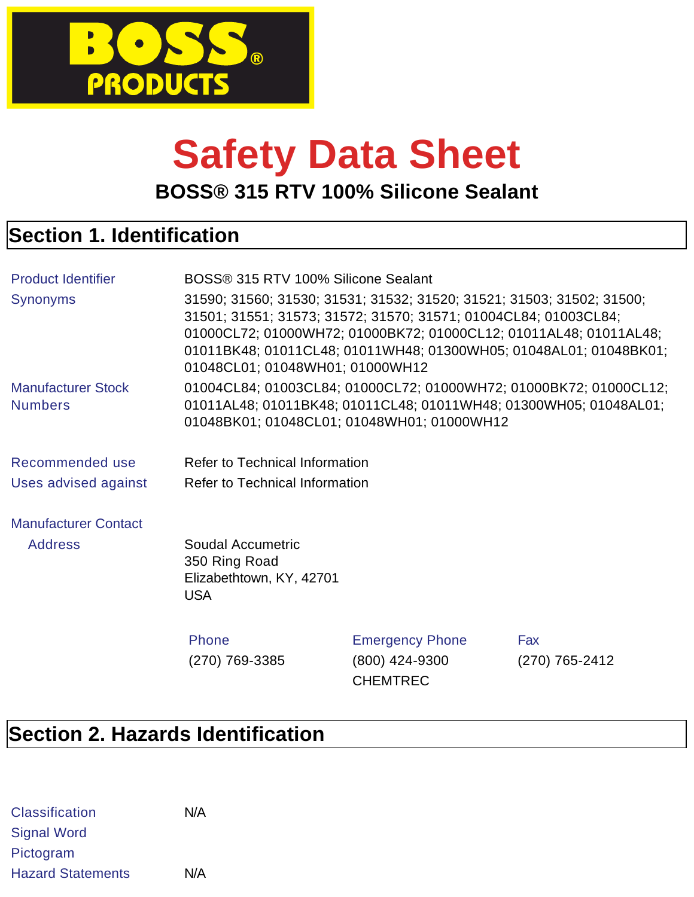BOSS® PRODUCTS

# Safety Data Sheet

**BOSS® 315 RTV 100% Silicone Sealant**

## Section 1. Identification

| | |
|---|---|
| Product Identifier | BOSS® 315 RTV 100% Silicone Sealant |
| Synonyms | 31590; 31560; 31530; 31531; 31532; 31520; 31521; 31503; 31502; 31500; 31501; 31551; 31573; 31572; 31570; 31571; 01004CL84; 01003CL84; 01000CL72; 01000WH72; 01000BK72; 01000CL12; 01011AL48; 01011AL48; 01011BK48; 01011CL48; 01011WH48; 01300WH05; 01048AL01; 01048BK01; 01048CL01; 01048WH01; 01000WH12 |
| Manufacturer Stock Numbers | 01004CL84; 01003CL84; 01000CL72; 01000WH72; 01000BK72; 01000CL12; 01011AL48; 01011BK48; 01011CL48; 01011WH48; 01300WH05; 01048AL01; 01048BK01; 01048CL01; 01048WH01; 01000WH12 |
| Recommended use | Refer to Technical Information |
| Uses advised against | Refer to Technical Information |

Manufacturer Contact

Address

Soudal Accumetric
350 Ring Road
Elizabethtown, KY, 42701
USA

| Phone | Emergency Phone | Fax |
|---|---|---|
| (270) 769-3385 | (800) 424-9300 CHEMTREC | (270) 765-2412 |

## Section 2. Hazards Identification

| | |
|---|---|
| Classification | N/A |
| Signal Word | |
| Pictogram | |
| Hazard Statements | N/A |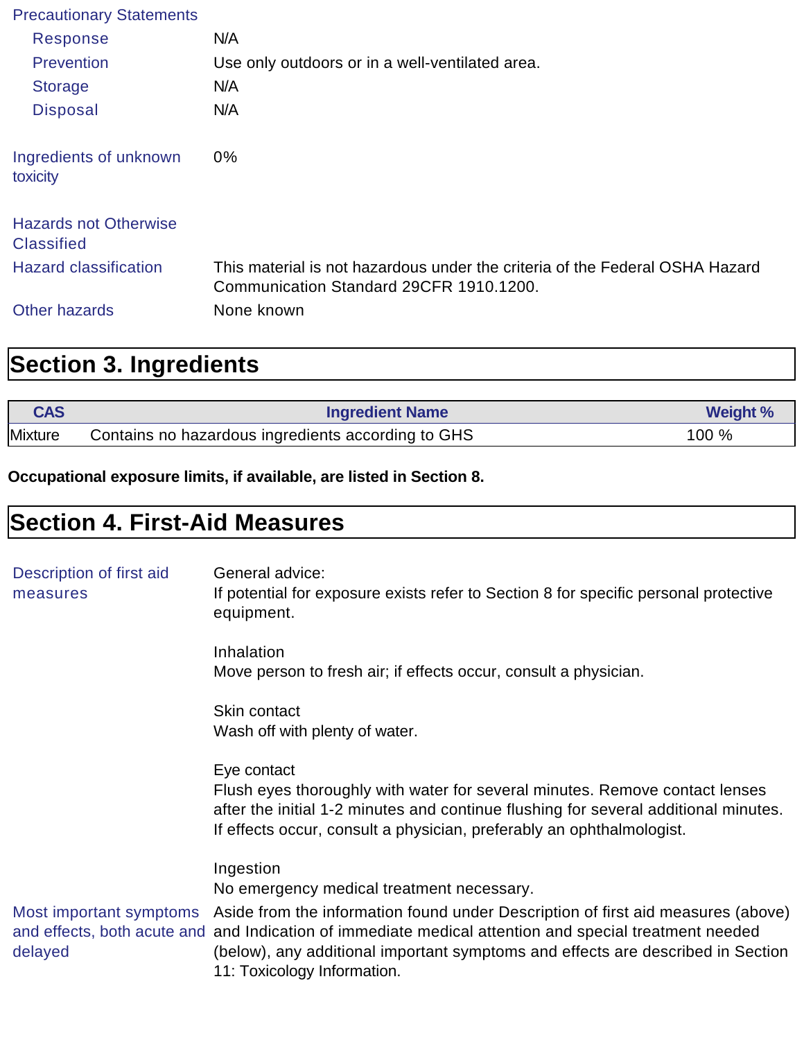**Precautionary Statements**

| | |
|---|---|
| Response | N/A |
| Prevention | Use only outdoors or in a well-ventilated area. |
| Storage | N/A |
| Disposal | N/A |

**Ingredients of unknown toxicity** 0%

**Hazards not Otherwise Classified**

**Hazard classification** This material is not hazardous under the criteria of the Federal OSHA Hazard Communication Standard 29CFR 1910.1200.

**Other hazards** None known

## Section 3. Ingredients

| CAS | Ingredient Name | Weight % |
|---|---|---|
| Mixture | Contains no hazardous ingredients according to GHS | 100 % |

**Occupational exposure limits, if available, are listed in Section 8.**

## Section 4. First-Aid Measures

**Description of first aid measures**

General advice:
If potential for exposure exists refer to Section 8 for specific personal protective equipment.

Inhalation
Move person to fresh air; if effects occur, consult a physician.

Skin contact
Wash off with plenty of water.

Eye contact
Flush eyes thoroughly with water for several minutes. Remove contact lenses after the initial 1-2 minutes and continue flushing for several additional minutes. If effects occur, consult a physician, preferably an ophthalmologist.

Ingestion
No emergency medical treatment necessary.

**Most important symptoms and effects, both acute and delayed**

Aside from the information found under Description of first aid measures (above) and Indication of immediate medical attention and special treatment needed (below), any additional important symptoms and effects are described in Section 11: Toxicology Information.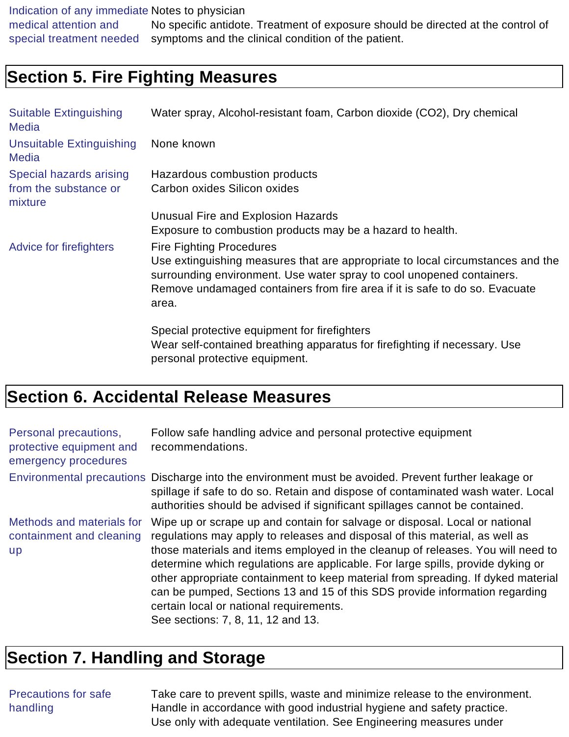| | |
|---|---|
| Indication of any immediate medical attention and special treatment needed | Notes to physician<br>No specific antidote. Treatment of exposure should be directed at the control of symptoms and the clinical condition of the patient. |

## Section 5. Fire Fighting Measures

| | |
|---|---|
| Suitable Extinguishing Media | Water spray, Alcohol-resistant foam, Carbon dioxide ($CO_2$), Dry chemical |
| Unsuitable Extinguishing Media | None known |
| Special hazards arising from the substance or mixture | Hazardous combustion products<br>Carbon oxides Silicon oxides<br><br>Unusual Fire and Explosion Hazards<br>Exposure to combustion products may be a hazard to health. |
| Advice for firefighters | Fire Fighting Procedures<br>Use extinguishing measures that are appropriate to local circumstances and the surrounding environment. Use water spray to cool unopened containers. Remove undamaged containers from fire area if it is safe to do so. Evacuate area.<br><br>Special protective equipment for firefighters<br>Wear self-contained breathing apparatus for firefighting if necessary. Use personal protective equipment. |

## Section 6. Accidental Release Measures

| | |
|---|---|
| Personal precautions, protective equipment and emergency procedures | Follow safe handling advice and personal protective equipment recommendations. |
| Environmental precautions | Discharge into the environment must be avoided. Prevent further leakage or spillage if safe to do so. Retain and dispose of contaminated wash water. Local authorities should be advised if significant spillages cannot be contained. |
| Methods and materials for containment and cleaning up | Wipe up or scrape up and contain for salvage or disposal. Local or national regulations may apply to releases and disposal of this material, as well as those materials and items employed in the cleanup of releases. You will need to determine which regulations are applicable. For large spills, provide dyking or other appropriate containment to keep material from spreading. If dyked material can be pumped, Sections 13 and 15 of this SDS provide information regarding certain local or national requirements.<br>See sections: 7, 8, 11, 12 and 13. |

## Section 7. Handling and Storage

| | |
|---|---|
| Precautions for safe handling | Take care to prevent spills, waste and minimize release to the environment.<br>Handle in accordance with good industrial hygiene and safety practice.<br>Use only with adequate ventilation. See Engineering measures under |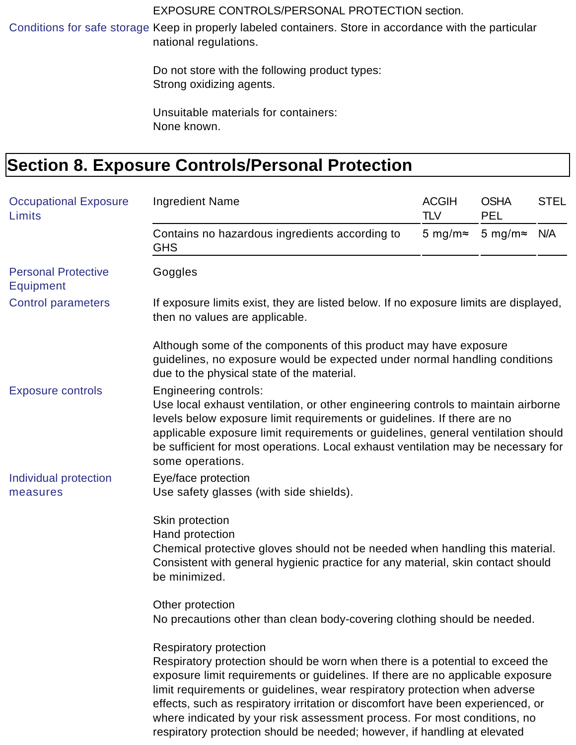EXPOSURE CONTROLS/PERSONAL PROTECTION section.

**Conditions for safe storage**

Keep in properly labeled containers. Store in accordance with the particular national regulations.

Do not store with the following product types:
Strong oxidizing agents.

Unsuitable materials for containers:
None known.

## Section 8. Exposure Controls/Personal Protection

**Occupational Exposure Limits**

| Ingredient Name | ACGIH TLV | OSHA PEL | STEL |
| --- | --- | --- | --- |
| Contains no hazardous ingredients according to GHS | 5 mg/m≈ | 5 mg/m≈ | N/A |

**Personal Protective Equipment**

Goggles

**Control parameters**

If exposure limits exist, they are listed below. If no exposure limits are displayed, then no values are applicable.

Although some of the components of this product may have exposure guidelines, no exposure would be expected under normal handling conditions due to the physical state of the material.

**Exposure controls**

Engineering controls:
Use local exhaust ventilation, or other engineering controls to maintain airborne levels below exposure limit requirements or guidelines. If there are no applicable exposure limit requirements or guidelines, general ventilation should be sufficient for most operations. Local exhaust ventilation may be necessary for some operations.

**Individual protection measures**

Eye/face protection
Use safety glasses (with side shields).

Skin protection
Hand protection
Chemical protective gloves should not be needed when handling this material. Consistent with general hygienic practice for any material, skin contact should be minimized.

Other protection
No precautions other than clean body-covering clothing should be needed.

Respiratory protection
Respiratory protection should be worn when there is a potential to exceed the exposure limit requirements or guidelines. If there are no applicable exposure limit requirements or guidelines, wear respiratory protection when adverse effects, such as respiratory irritation or discomfort have been experienced, or where indicated by your risk assessment process. For most conditions, no respiratory protection should be needed; however, if handling at elevated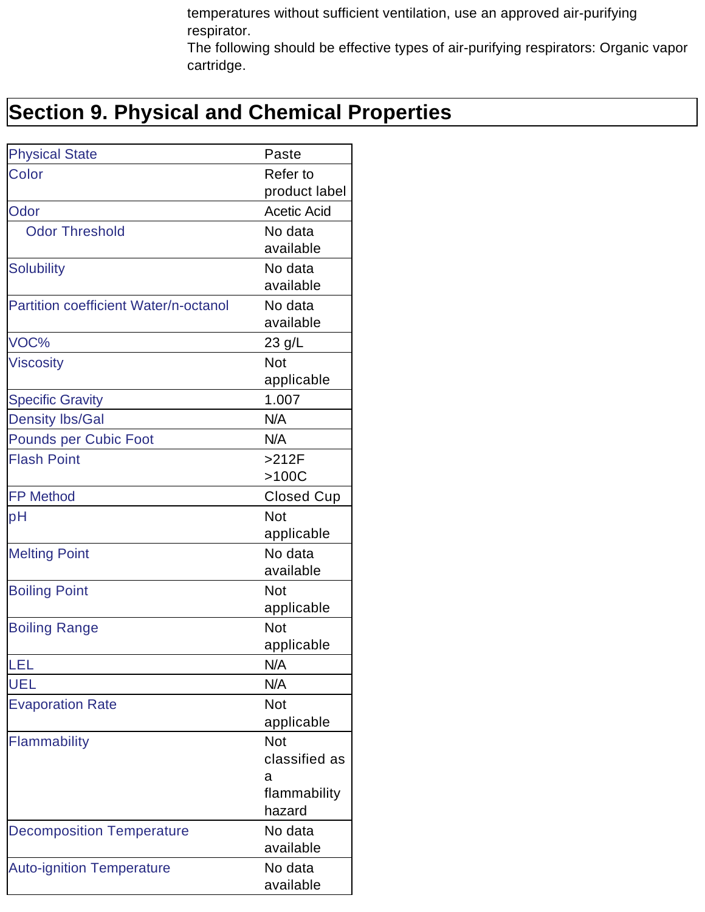temperatures without sufficient ventilation, use an approved air-purifying respirator.
The following should be effective types of air-purifying respirators: Organic vapor cartridge.

## Section 9. Physical and Chemical Properties

| Property | Value |
|---|---|
| Physical State | Paste |
| Color | Refer to product label |
| Odor | Acetic Acid |
| Odor Threshold | No data available |
| Solubility | No data available |
| Partition coefficient Water/n-octanol | No data available |
| VOC% | 23 g/L |
| Viscosity | Not applicable |
| Specific Gravity | 1.007 |
| Density lbs/Gal | N/A |
| Pounds per Cubic Foot | N/A |
| Flash Point | >212F >100C |
| FP Method | Closed Cup |
| pH | Not applicable |
| Melting Point | No data available |
| Boiling Point | Not applicable |
| Boiling Range | Not applicable |
| LEL | N/A |
| UEL | N/A |
| Evaporation Rate | Not applicable |
| Flammability | Not classified as a flammability hazard |
| Decomposition Temperature | No data available |
| Auto-ignition Temperature | No data available |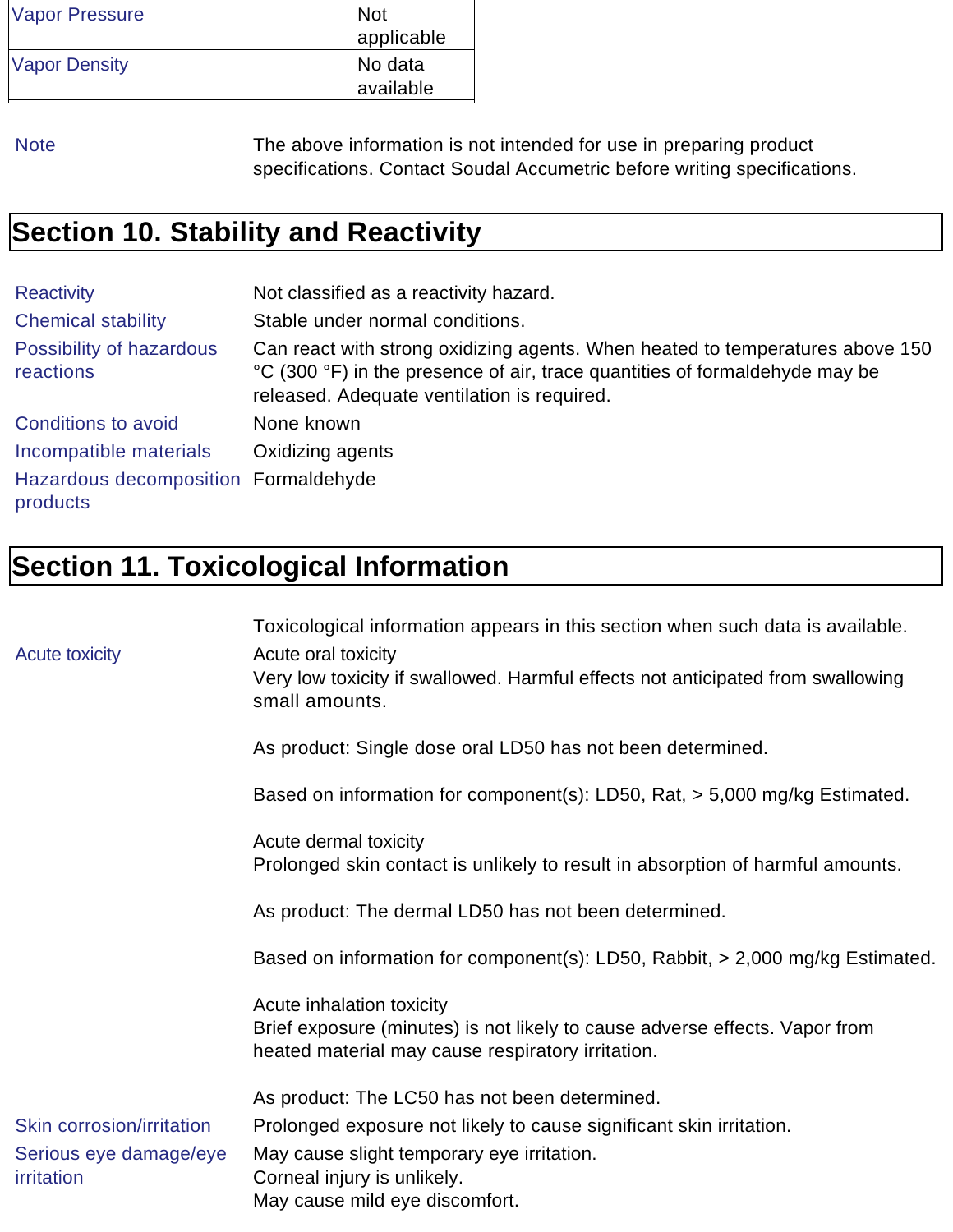| Vapor Pressure | Not applicable |
| --- | --- |
| Vapor Density | No data available |

| | |
| --- | --- |
| Note | The above information is not intended for use in preparing product specifications. Contact Soudal Accumetric before writing specifications. |

## Section 10. Stability and Reactivity

| | |
| --- | --- |
| Reactivity | Not classified as a reactivity hazard. |
| Chemical stability | Stable under normal conditions. |
| Possibility of hazardous reactions | Can react with strong oxidizing agents. When heated to temperatures above 150 °C (300 °F) in the presence of air, trace quantities of formaldehyde may be released. Adequate ventilation is required. |
| Conditions to avoid | None known |
| Incompatible materials | Oxidizing agents |
| Hazardous decomposition products | Formaldehyde |

## Section 11. Toxicological Information

Toxicological information appears in this section when such data is available.

**Acute toxicity**

Acute oral toxicity
Very low toxicity if swallowed. Harmful effects not anticipated from swallowing small amounts.

As product: Single dose oral LD50 has not been determined.

Based on information for component(s): LD50, Rat, > 5,000 mg/kg Estimated.

Acute dermal toxicity
Prolonged skin contact is unlikely to result in absorption of harmful amounts.

As product: The dermal LD50 has not been determined.

Based on information for component(s): LD50, Rabbit, > 2,000 mg/kg Estimated.

Acute inhalation toxicity
Brief exposure (minutes) is not likely to cause adverse effects. Vapor from heated material may cause respiratory irritation.

As product: The LC50 has not been determined.

| | |
| --- | --- |
| Skin corrosion/irritation | Prolonged exposure not likely to cause significant skin irritation. |
| Serious eye damage/eye irritation | May cause slight temporary eye irritation.<br>Corneal injury is unlikely.<br>May cause mild eye discomfort. |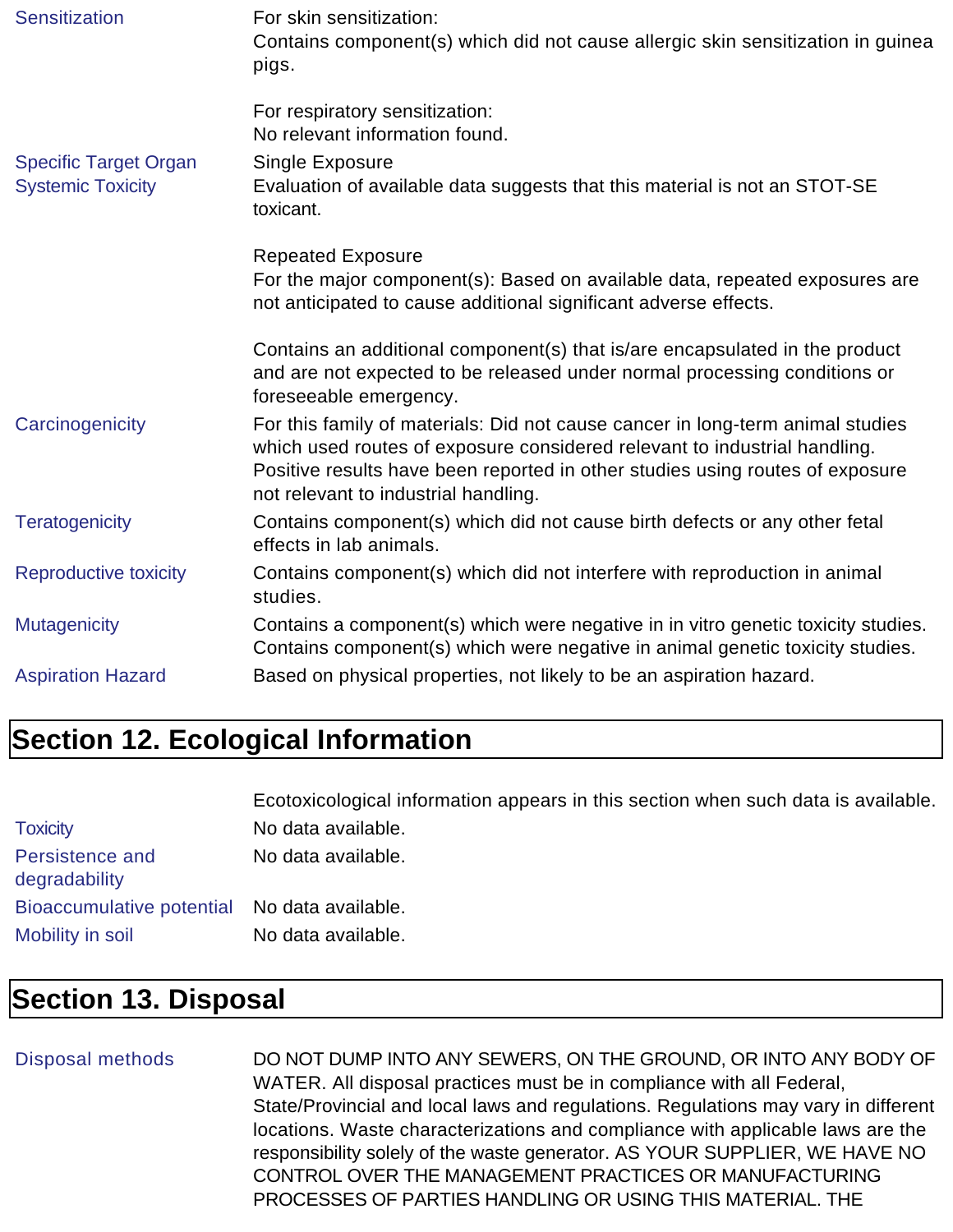| | |
|---|---|
| Sensitization | For skin sensitization:<br>Contains component(s) which did not cause allergic skin sensitization in guinea pigs.<br><br>For respiratory sensitization:<br>No relevant information found. |
| Specific Target Organ Systemic Toxicity | Single Exposure<br>Evaluation of available data suggests that this material is not an STOT-SE toxicant.<br><br>Repeated Exposure<br>For the major component(s): Based on available data, repeated exposures are not anticipated to cause additional significant adverse effects.<br><br>Contains an additional component(s) that is/are encapsulated in the product and are not expected to be released under normal processing conditions or foreseeable emergency. |
| Carcinogenicity | For this family of materials: Did not cause cancer in long-term animal studies which used routes of exposure considered relevant to industrial handling. Positive results have been reported in other studies using routes of exposure not relevant to industrial handling. |
| Teratogenicity | Contains component(s) which did not cause birth defects or any other fetal effects in lab animals. |
| Reproductive toxicity | Contains component(s) which did not interfere with reproduction in animal studies. |
| Mutagenicity | Contains a component(s) which were negative in in vitro genetic toxicity studies. Contains component(s) which were negative in animal genetic toxicity studies. |
| Aspiration Hazard | Based on physical properties, not likely to be an aspiration hazard. |

## Section 12. Ecological Information

| | |
|---|---|
| | Ecotoxicological information appears in this section when such data is available. |
| Toxicity | No data available. |
| Persistence and degradability | No data available. |
| Bioaccumulative potential | No data available. |
| Mobility in soil | No data available. |

## Section 13. Disposal

| | |
|---|---|
| Disposal methods | DO NOT DUMP INTO ANY SEWERS, ON THE GROUND, OR INTO ANY BODY OF WATER. All disposal practices must be in compliance with all Federal, State/Provincial and local laws and regulations. Regulations may vary in different locations. Waste characterizations and compliance with applicable laws are the responsibility solely of the waste generator. AS YOUR SUPPLIER, WE HAVE NO CONTROL OVER THE MANAGEMENT PRACTICES OR MANUFACTURING PROCESSES OF PARTIES HANDLING OR USING THIS MATERIAL. THE |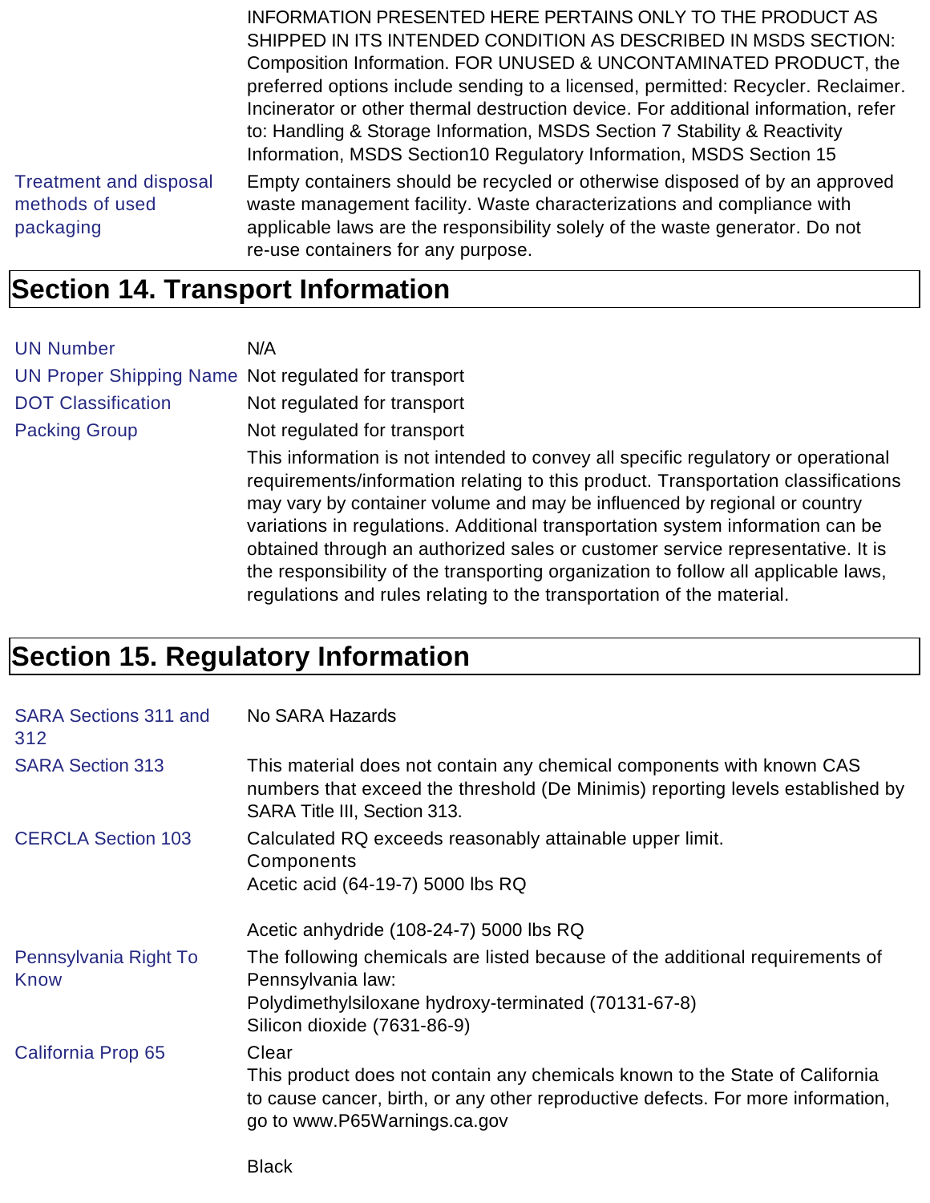| | |
|---|---|
| | INFORMATION PRESENTED HERE PERTAINS ONLY TO THE PRODUCT AS SHIPPED IN ITS INTENDED CONDITION AS DESCRIBED IN MSDS SECTION: Composition Information. FOR UNUSED & UNCONTAMINATED PRODUCT, the preferred options include sending to a licensed, permitted: Recycler. Reclaimer. Incinerator or other thermal destruction device. For additional information, refer to: Handling & Storage Information, MSDS Section 7 Stability & Reactivity Information, MSDS Section10 Regulatory Information, MSDS Section 15 |
| Treatment and disposal methods of used packaging | Empty containers should be recycled or otherwise disposed of by an approved waste management facility. Waste characterizations and compliance with applicable laws are the responsibility solely of the waste generator. Do not re-use containers for any purpose. |

## Section 14. Transport Information

| | |
|---|---|
| UN Number | N/A |
| UN Proper Shipping Name | Not regulated for transport |
| DOT Classification | Not regulated for transport |
| Packing Group | Not regulated for transport |
| | This information is not intended to convey all specific regulatory or operational requirements/information relating to this product. Transportation classifications may vary by container volume and may be influenced by regional or country variations in regulations. Additional transportation system information can be obtained through an authorized sales or customer service representative. It is the responsibility of the transporting organization to follow all applicable laws, regulations and rules relating to the transportation of the material. |

## Section 15. Regulatory Information

| | |
|---|---|
| SARA Sections 311 and 312 | No SARA Hazards |
| SARA Section 313 | This material does not contain any chemical components with known CAS numbers that exceed the threshold (De Minimis) reporting levels established by SARA Title III, Section 313. |
| CERCLA Section 103 | Calculated RQ exceeds reasonably attainable upper limit.<br>Components<br>Acetic acid (64-19-7) 5000 lbs RQ<br><br>Acetic anhydride (108-24-7) 5000 lbs RQ |
| Pennsylvania Right To Know | The following chemicals are listed because of the additional requirements of Pennsylvania law:<br>Polydimethylsiloxane hydroxy-terminated (70131-67-8)<br>Silicon dioxide (7631-86-9) |
| California Prop 65 | Clear<br>This product does not contain any chemicals known to the State of California to cause cancer, birth, or any other reproductive defects. For more information, go to www.P65Warnings.ca.gov<br><br>Black |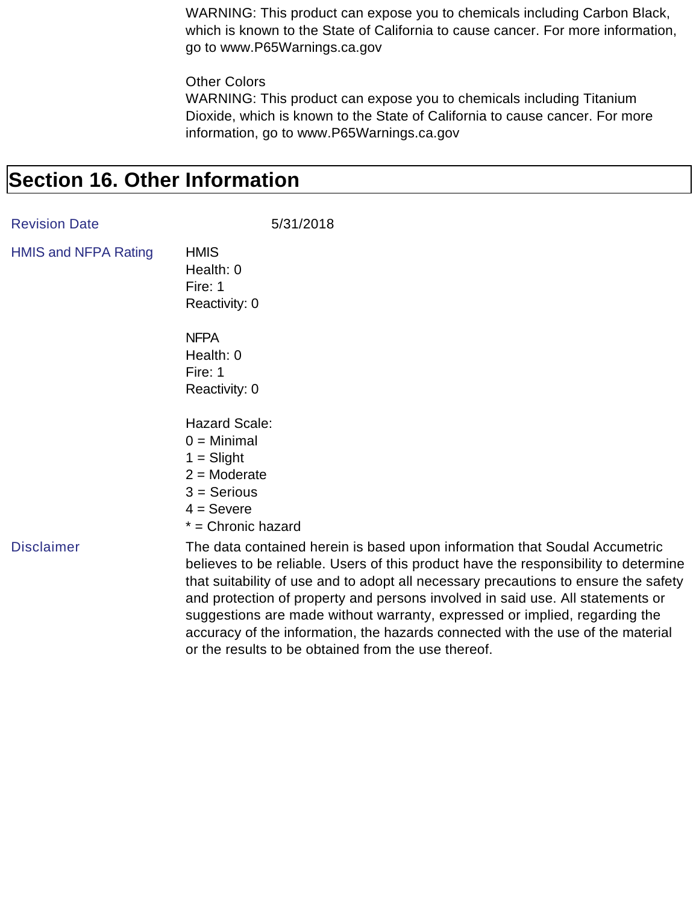WARNING: This product can expose you to chemicals including Carbon Black, which is known to the State of California to cause cancer. For more information, go to www.P65Warnings.ca.gov

Other Colors
WARNING: This product can expose you to chemicals including Titanium Dioxide, which is known to the State of California to cause cancer. For more information, go to www.P65Warnings.ca.gov

## Section 16. Other Information

| | |
|---|---|
| Revision Date | 5/31/2018 |
| HMIS and NFPA Rating | HMIS<br>Health: 0<br>Fire: 1<br>Reactivity: 0<br><br>NFPA<br>Health: 0<br>Fire: 1<br>Reactivity: 0<br><br>Hazard Scale:<br>0 = Minimal<br>1 = Slight<br>2 = Moderate<br>3 = Serious<br>4 = Severe<br>* = Chronic hazard |
| Disclaimer | The data contained herein is based upon information that Soudal Accumetric believes to be reliable. Users of this product have the responsibility to determine that suitability of use and to adopt all necessary precautions to ensure the safety and protection of property and persons involved in said use. All statements or suggestions are made without warranty, expressed or implied, regarding the accuracy of the information, the hazards connected with the use of the material or the results to be obtained from the use thereof. |